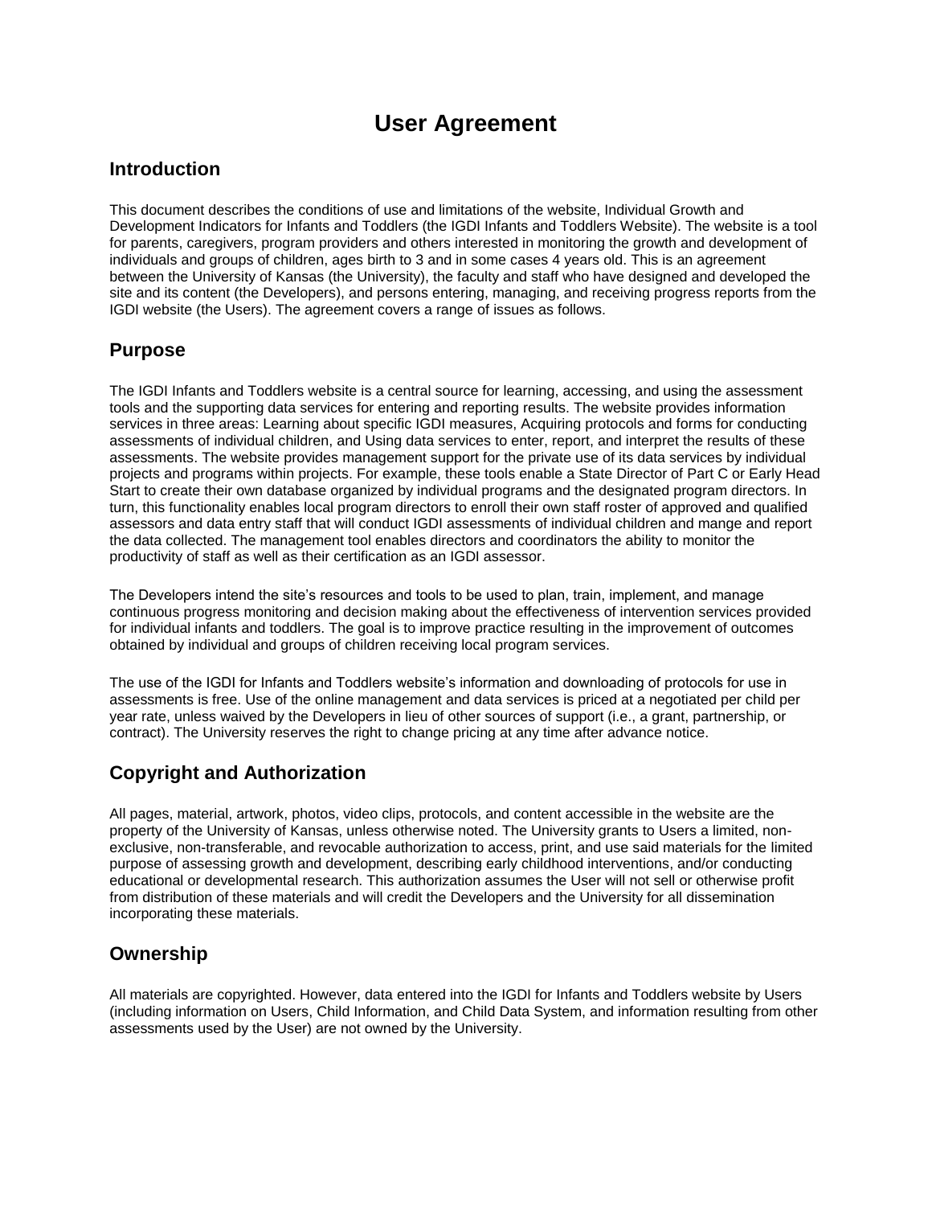# User Agreement

## Introduction

This document describes the conditions of use and limitations of the website, Individual Growth and Development Indicators for Infants and Toddlers (the IGDI Infants and Toddlers Website). The website is a tool for parents, caregivers, program providers and others interested in monitoring the growth and development of individuals and groups of children, ages birth to 3 and in some cases 4 years old. This is an agreement between the University of Kansas (the University), the faculty and staff who have designed and developed the site and its content (the Developers), and persons entering, managing, and receiving progress reports from the IGDI website (the Users). The agreement covers a range of issues as follows.

## Purpose

The IGDI Infants and Toddlers website is a central source for learning, accessing, and using the assessment tools and the supporting data services for entering and reporting results. The website provides information services in three areas: Learning about specific IGDI measures, Acquiring protocols and forms for conducting assessments of individual children, and Using data services to enter, report, and interpret the results of these assessments. The website provides management support for the private use of its data services by individual projects and programs within projects. For example, these tools enable a State Director of Part C or Early Head Start to create their own database organized by individual programs and the designated program directors. In turn, this functionality enables local program directors to enroll their own staff roster of approved and qualified assessors and data entry staff that will conduct IGDI assessments of individual children and mange and report the data collected. The management tool enables directors and coordinators the ability to monitor the productivity of staff as well as their certification as an IGDI assessor.

The Developers intend the site's resources and tools to be used to plan, train, implement, and manage continuous progress monitoring and decision making about the effectiveness of intervention services provided for individual infants and toddlers. The goal is to improve practice resulting in the improvement of outcomes obtained by individual and groups of children receiving local program services.

The use of the IGDI for Infants and Toddlers website's information and downloading of protocols for use in assessments is free. Use of the online management and data services is priced at a negotiated per child per year rate, unless waived by the Developers in lieu of other sources of support (i.e., a grant, partnership, or contract). The University reserves the right to change pricing at any time after advance notice.

## Copyright and Authorization

All pages, material, artwork, photos, video clips, protocols, and content accessible in the website are the property of the University of Kansas, unless otherwise noted. The University grants to Users a limited, non-exclusive, non-transferable, and revocable authorization to access, print, and use said materials for the limited purpose of assessing growth and development, describing early childhood interventions, and/or conducting educational or developmental research. This authorization assumes the User will not sell or otherwise profit from distribution of these materials and will credit the Developers and the University for all dissemination incorporating these materials.

## Ownership

All materials are copyrighted. However, data entered into the IGDI for Infants and Toddlers website by Users (including information on Users, Child Information, and Child Data System, and information resulting from other assessments used by the User) are not owned by the University.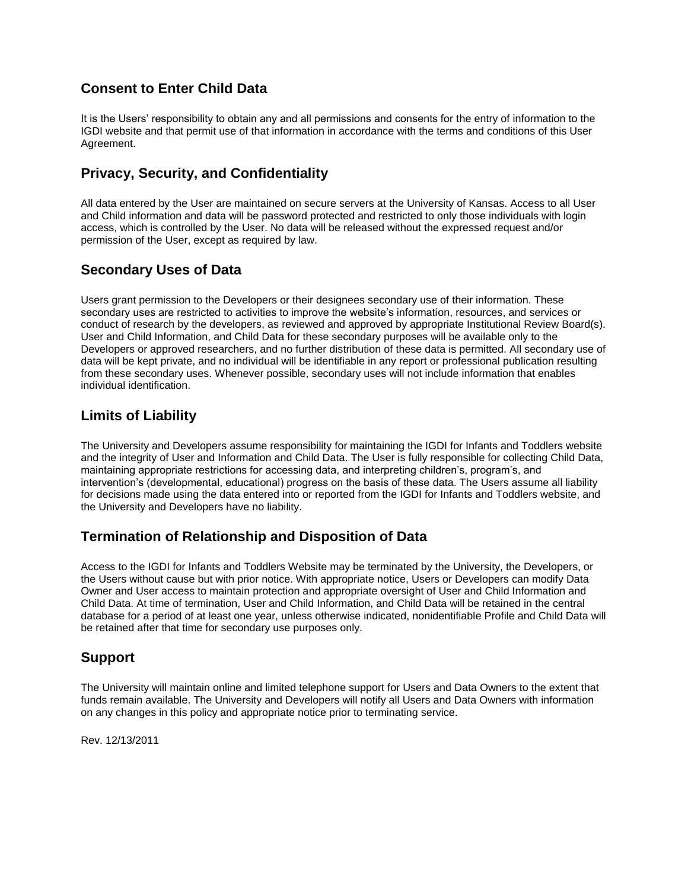## Consent to Enter Child Data

It is the Users' responsibility to obtain any and all permissions and consents for the entry of information to the IGDI website and that permit use of that information in accordance with the terms and conditions of this User Agreement.

## Privacy, Security, and Confidentiality

All data entered by the User are maintained on secure servers at the University of Kansas. Access to all User and Child information and data will be password protected and restricted to only those individuals with login access, which is controlled by the User. No data will be released without the expressed request and/or permission of the User, except as required by law.

## Secondary Uses of Data

Users grant permission to the Developers or their designees secondary use of their information. These secondary uses are restricted to activities to improve the website's information, resources, and services or conduct of research by the developers, as reviewed and approved by appropriate Institutional Review Board(s). User and Child Information, and Child Data for these secondary purposes will be available only to the Developers or approved researchers, and no further distribution of these data is permitted. All secondary use of data will be kept private, and no individual will be identifiable in any report or professional publication resulting from these secondary uses. Whenever possible, secondary uses will not include information that enables individual identification.

## Limits of Liability

The University and Developers assume responsibility for maintaining the IGDI for Infants and Toddlers website and the integrity of User and Information and Child Data. The User is fully responsible for collecting Child Data, maintaining appropriate restrictions for accessing data, and interpreting children's, program's, and intervention's (developmental, educational) progress on the basis of these data. The Users assume all liability for decisions made using the data entered into or reported from the IGDI for Infants and Toddlers website, and the University and Developers have no liability.

## Termination of Relationship and Disposition of Data

Access to the IGDI for Infants and Toddlers Website may be terminated by the University, the Developers, or the Users without cause but with prior notice. With appropriate notice, Users or Developers can modify Data Owner and User access to maintain protection and appropriate oversight of User and Child Information and Child Data. At time of termination, User and Child Information, and Child Data will be retained in the central database for a period of at least one year, unless otherwise indicated, nonidentifiable Profile and Child Data will be retained after that time for secondary use purposes only.

## Support

The University will maintain online and limited telephone support for Users and Data Owners to the extent that funds remain available. The University and Developers will notify all Users and Data Owners with information on any changes in this policy and appropriate notice prior to terminating service.

Rev. 12/13/2011